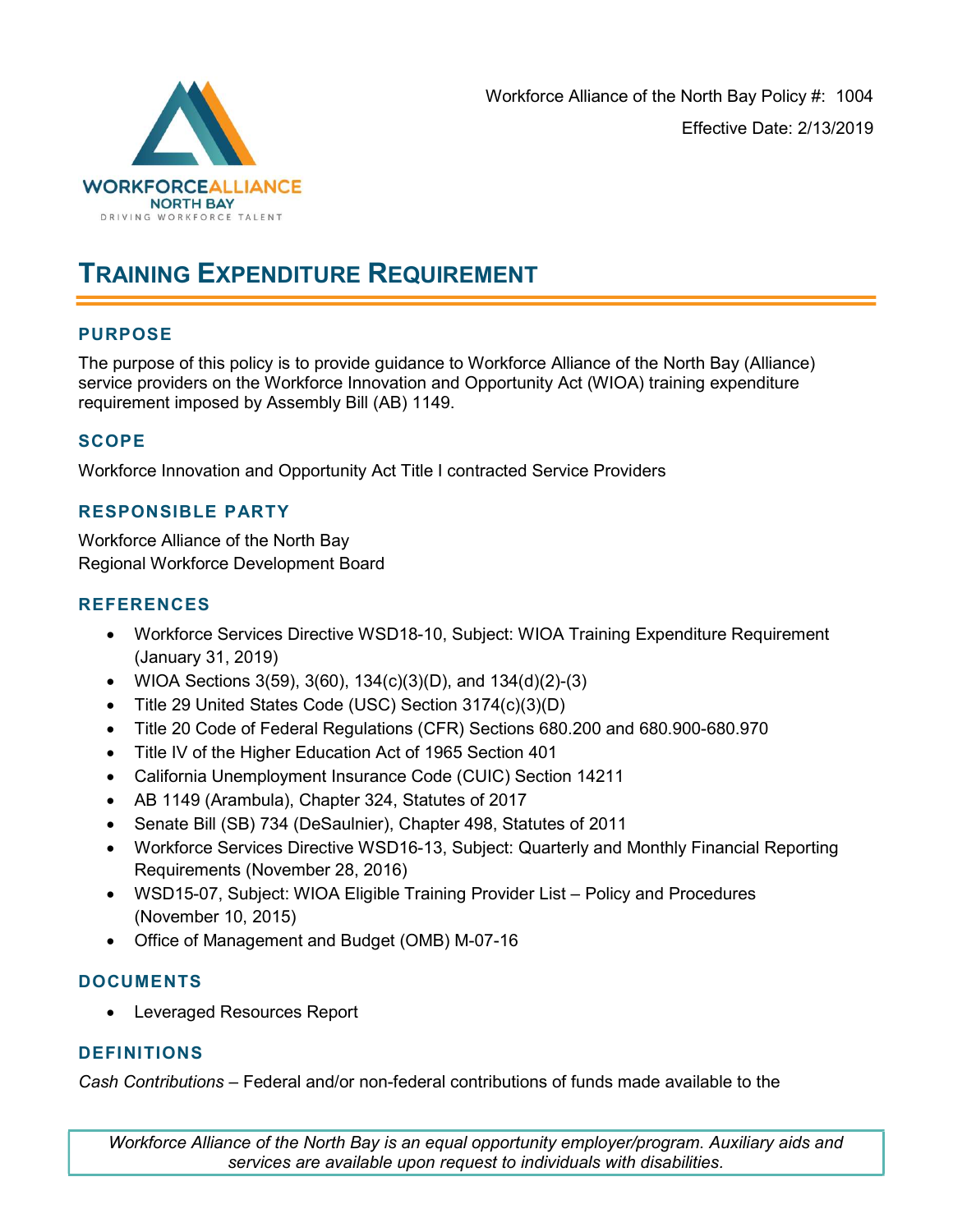WORKFORCEALLIANCE
NORTH BAY
DRIVING WORKFORCE TALENT

Workforce Alliance of the North Bay Policy #: 1004

Effective Date: 2/13/2019

# TRAINING EXPENDITURE REQUIREMENT

## PURPOSE

The purpose of this policy is to provide guidance to Workforce Alliance of the North Bay (Alliance) service providers on the Workforce Innovation and Opportunity Act (WIOA) training expenditure requirement imposed by Assembly Bill (AB) 1149.

## SCOPE

Workforce Innovation and Opportunity Act Title I contracted Service Providers

## RESPONSIBLE PARTY

Workforce Alliance of the North Bay
Regional Workforce Development Board

## REFERENCES

- Workforce Services Directive WSD18-10, Subject: WIOA Training Expenditure Requirement (January 31, 2019)
- WIOA Sections 3(59), 3(60), 134(c)(3)(D), and 134(d)(2)-(3)
- Title 29 United States Code (USC) Section 3174(c)(3)(D)
- Title 20 Code of Federal Regulations (CFR) Sections 680.200 and 680.900-680.970
- Title IV of the Higher Education Act of 1965 Section 401
- California Unemployment Insurance Code (CUIC) Section 14211
- AB 1149 (Arambula), Chapter 324, Statutes of 2017
- Senate Bill (SB) 734 (DeSaulnier), Chapter 498, Statutes of 2011
- Workforce Services Directive WSD16-13, Subject: Quarterly and Monthly Financial Reporting Requirements (November 28, 2016)
- WSD15-07, Subject: WIOA Eligible Training Provider List – Policy and Procedures (November 10, 2015)
- Office of Management and Budget (OMB) M-07-16

## DOCUMENTS

- Leveraged Resources Report

## DEFINITIONS

*Cash Contributions* – Federal and/or non-federal contributions of funds made available to the

*Workforce Alliance of the North Bay is an equal opportunity employer/program. Auxiliary aids and services are available upon request to individuals with disabilities.*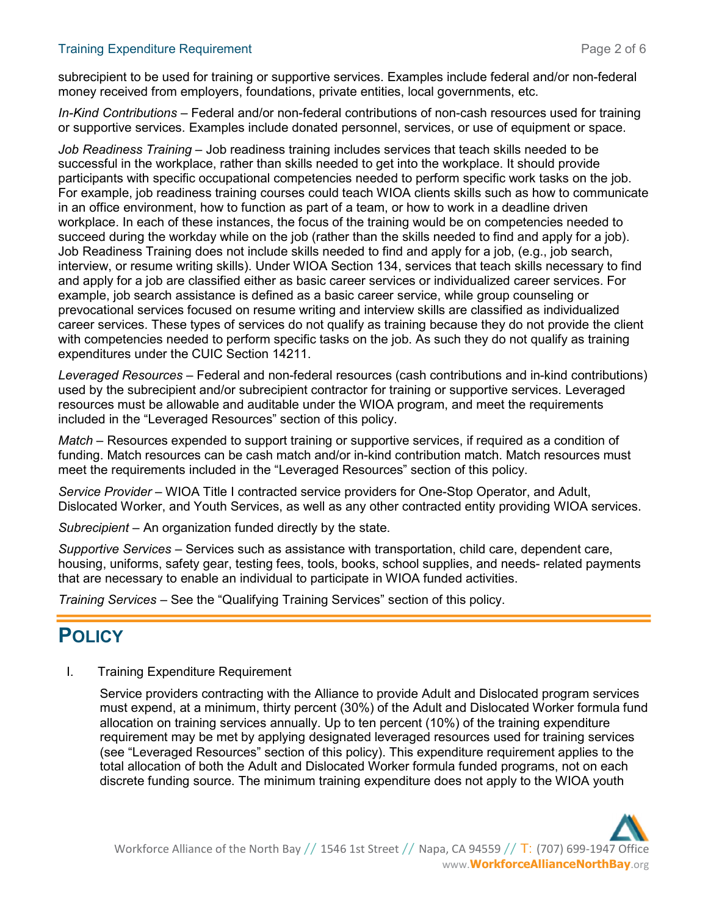subrecipient to be used for training or supportive services. Examples include federal and/or non-federal money received from employers, foundations, private entities, local governments, etc.

*In-Kind Contributions* – Federal and/or non-federal contributions of non-cash resources used for training or supportive services. Examples include donated personnel, services, or use of equipment or space.

*Job Readiness Training* – Job readiness training includes services that teach skills needed to be successful in the workplace, rather than skills needed to get into the workplace. It should provide participants with specific occupational competencies needed to perform specific work tasks on the job. For example, job readiness training courses could teach WIOA clients skills such as how to communicate in an office environment, how to function as part of a team, or how to work in a deadline driven workplace. In each of these instances, the focus of the training would be on competencies needed to succeed during the workday while on the job (rather than the skills needed to find and apply for a job). Job Readiness Training does not include skills needed to find and apply for a job, (e.g., job search, interview, or resume writing skills). Under WIOA Section 134, services that teach skills necessary to find and apply for a job are classified either as basic career services or individualized career services. For example, job search assistance is defined as a basic career service, while group counseling or prevocational services focused on resume writing and interview skills are classified as individualized career services. These types of services do not qualify as training because they do not provide the client with competencies needed to perform specific tasks on the job. As such they do not qualify as training expenditures under the CUIC Section 14211.

*Leveraged Resources* – Federal and non-federal resources (cash contributions and in-kind contributions) used by the subrecipient and/or subrecipient contractor for training or supportive services. Leveraged resources must be allowable and auditable under the WIOA program, and meet the requirements included in the "Leveraged Resources" section of this policy.

*Match* – Resources expended to support training or supportive services, if required as a condition of funding. Match resources can be cash match and/or in-kind contribution match. Match resources must meet the requirements included in the "Leveraged Resources" section of this policy.

*Service Provider* – WIOA Title I contracted service providers for One-Stop Operator, and Adult, Dislocated Worker, and Youth Services, as well as any other contracted entity providing WIOA services.

*Subrecipient* – An organization funded directly by the state.

*Supportive Services* – Services such as assistance with transportation, child care, dependent care, housing, uniforms, safety gear, testing fees, tools, books, school supplies, and needs- related payments that are necessary to enable an individual to participate in WIOA funded activities.

*Training Services* – See the "Qualifying Training Services" section of this policy.

# POLICY

I. Training Expenditure Requirement

Service providers contracting with the Alliance to provide Adult and Dislocated program services must expend, at a minimum, thirty percent (30%) of the Adult and Dislocated Worker formula fund allocation on training services annually. Up to ten percent (10%) of the training expenditure requirement may be met by applying designated leveraged resources used for training services (see "Leveraged Resources" section of this policy). This expenditure requirement applies to the total allocation of both the Adult and Dislocated Worker formula funded programs, not on each discrete funding source. The minimum training expenditure does not apply to the WIOA youth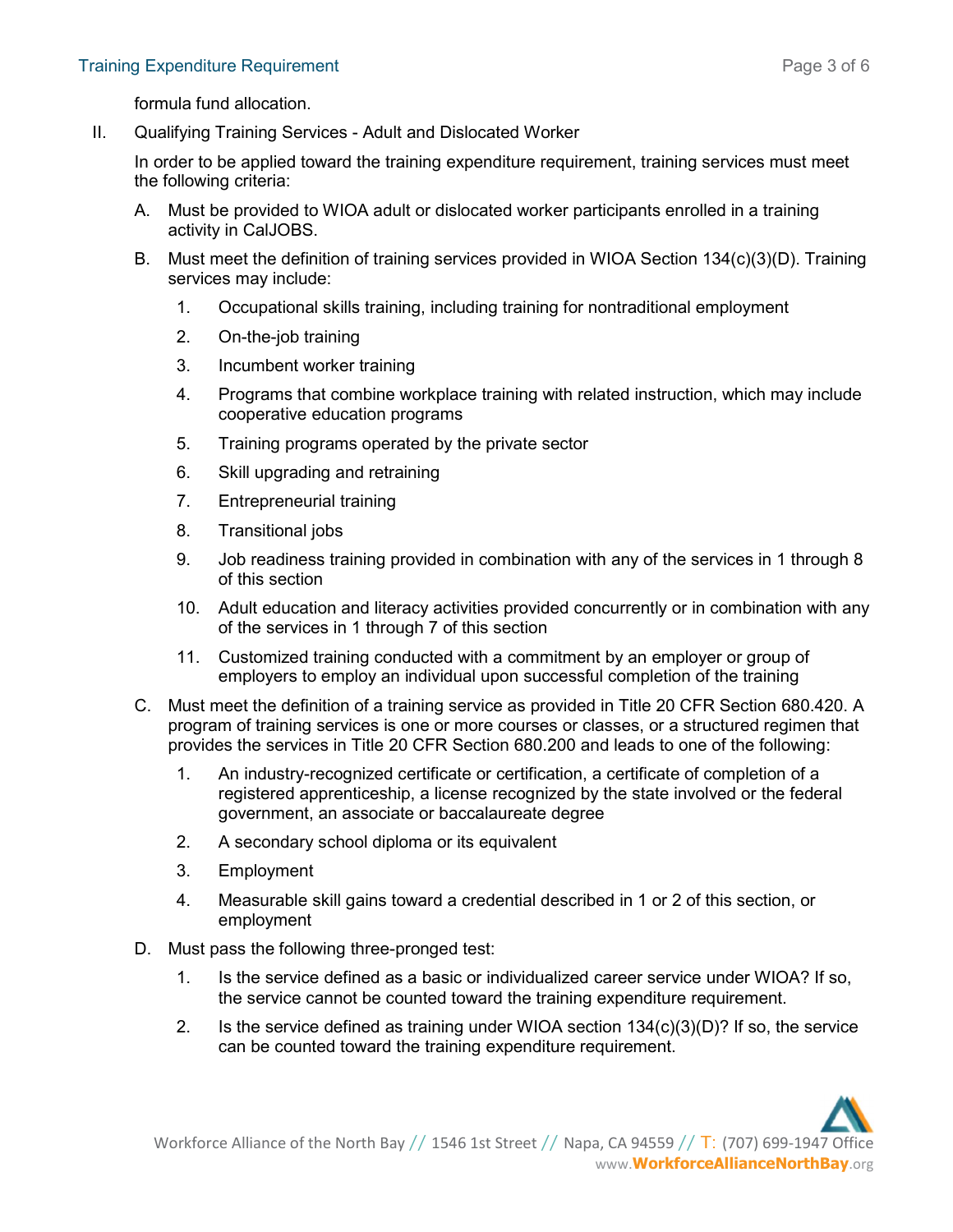formula fund allocation.

II. Qualifying Training Services - Adult and Dislocated Worker

In order to be applied toward the training expenditure requirement, training services must meet the following criteria:

A. Must be provided to WIOA adult or dislocated worker participants enrolled in a training activity in CalJOBS.

B. Must meet the definition of training services provided in WIOA Section 134(c)(3)(D). Training services may include:

1. Occupational skills training, including training for nontraditional employment
2. On-the-job training
3. Incumbent worker training
4. Programs that combine workplace training with related instruction, which may include cooperative education programs
5. Training programs operated by the private sector
6. Skill upgrading and retraining
7. Entrepreneurial training
8. Transitional jobs
9. Job readiness training provided in combination with any of the services in 1 through 8 of this section
10. Adult education and literacy activities provided concurrently or in combination with any of the services in 1 through 7 of this section
11. Customized training conducted with a commitment by an employer or group of employers to employ an individual upon successful completion of the training

C. Must meet the definition of a training service as provided in Title 20 CFR Section 680.420. A program of training services is one or more courses or classes, or a structured regimen that provides the services in Title 20 CFR Section 680.200 and leads to one of the following:

1. An industry-recognized certificate or certification, a certificate of completion of a registered apprenticeship, a license recognized by the state involved or the federal government, an associate or baccalaureate degree
2. A secondary school diploma or its equivalent
3. Employment
4. Measurable skill gains toward a credential described in 1 or 2 of this section, or employment

D. Must pass the following three-pronged test:

1. Is the service defined as a basic or individualized career service under WIOA? If so, the service cannot be counted toward the training expenditure requirement.
2. Is the service defined as training under WIOA section 134(c)(3)(D)? If so, the service can be counted toward the training expenditure requirement.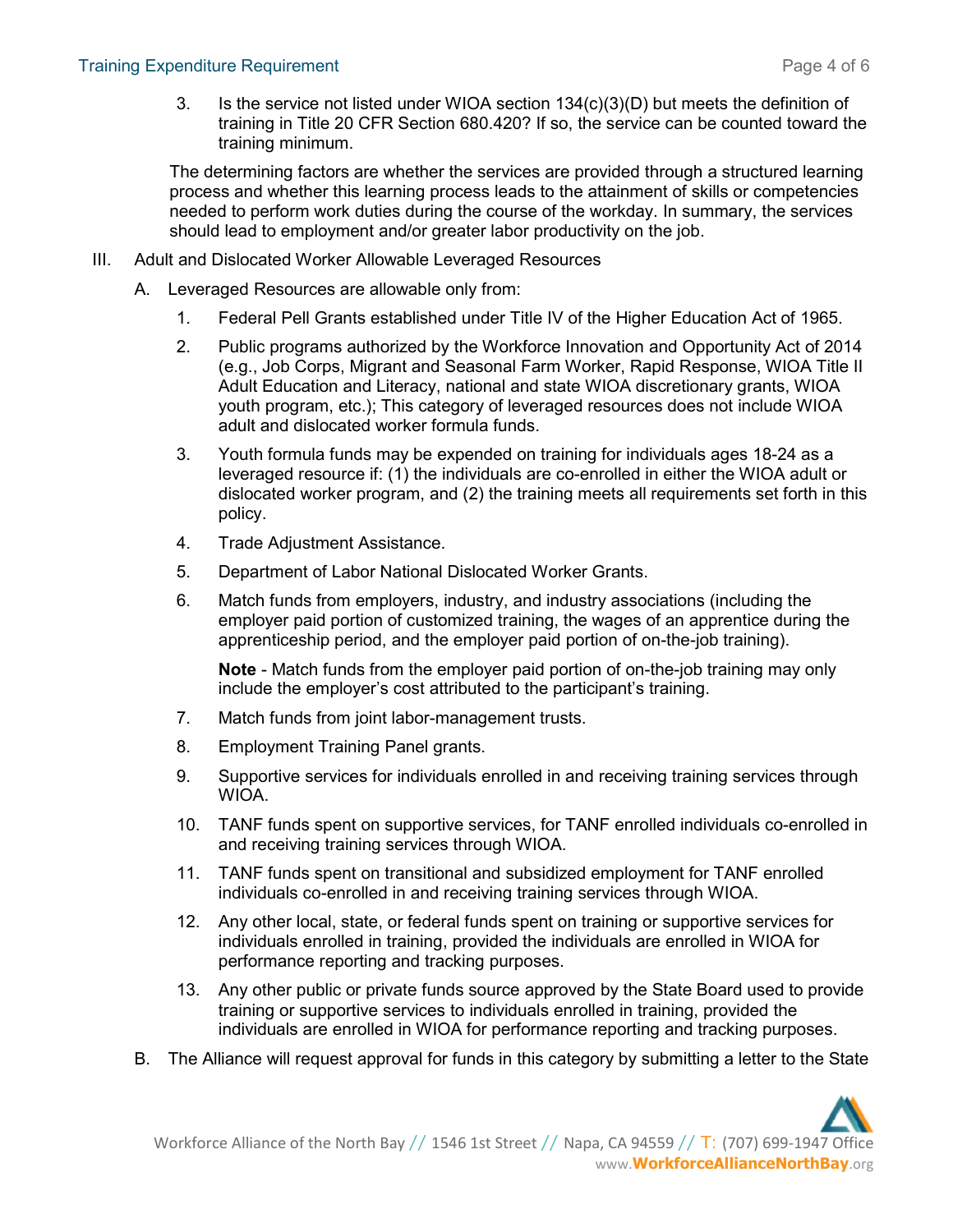3. Is the service not listed under WIOA section 134(c)(3)(D) but meets the definition of training in Title 20 CFR Section 680.420? If so, the service can be counted toward the training minimum.

The determining factors are whether the services are provided through a structured learning process and whether this learning process leads to the attainment of skills or competencies needed to perform work duties during the course of the workday. In summary, the services should lead to employment and/or greater labor productivity on the job.

III. Adult and Dislocated Worker Allowable Leveraged Resources

A. Leveraged Resources are allowable only from:

1. Federal Pell Grants established under Title IV of the Higher Education Act of 1965.
2. Public programs authorized by the Workforce Innovation and Opportunity Act of 2014 (e.g., Job Corps, Migrant and Seasonal Farm Worker, Rapid Response, WIOA Title II Adult Education and Literacy, national and state WIOA discretionary grants, WIOA youth program, etc.); This category of leveraged resources does not include WIOA adult and dislocated worker formula funds.
3. Youth formula funds may be expended on training for individuals ages 18-24 as a leveraged resource if: (1) the individuals are co-enrolled in either the WIOA adult or dislocated worker program, and (2) the training meets all requirements set forth in this policy.
4. Trade Adjustment Assistance.
5. Department of Labor National Dislocated Worker Grants.
6. Match funds from employers, industry, and industry associations (including the employer paid portion of customized training, the wages of an apprentice during the apprenticeship period, and the employer paid portion of on-the-job training).

   **Note** - Match funds from the employer paid portion of on-the-job training may only include the employer's cost attributed to the participant's training.
7. Match funds from joint labor-management trusts.
8. Employment Training Panel grants.
9. Supportive services for individuals enrolled in and receiving training services through WIOA.
10. TANF funds spent on supportive services, for TANF enrolled individuals co-enrolled in and receiving training services through WIOA.
11. TANF funds spent on transitional and subsidized employment for TANF enrolled individuals co-enrolled in and receiving training services through WIOA.
12. Any other local, state, or federal funds spent on training or supportive services for individuals enrolled in training, provided the individuals are enrolled in WIOA for performance reporting and tracking purposes.
13. Any other public or private funds source approved by the State Board used to provide training or supportive services to individuals enrolled in training, provided the individuals are enrolled in WIOA for performance reporting and tracking purposes.

B. The Alliance will request approval for funds in this category by submitting a letter to the State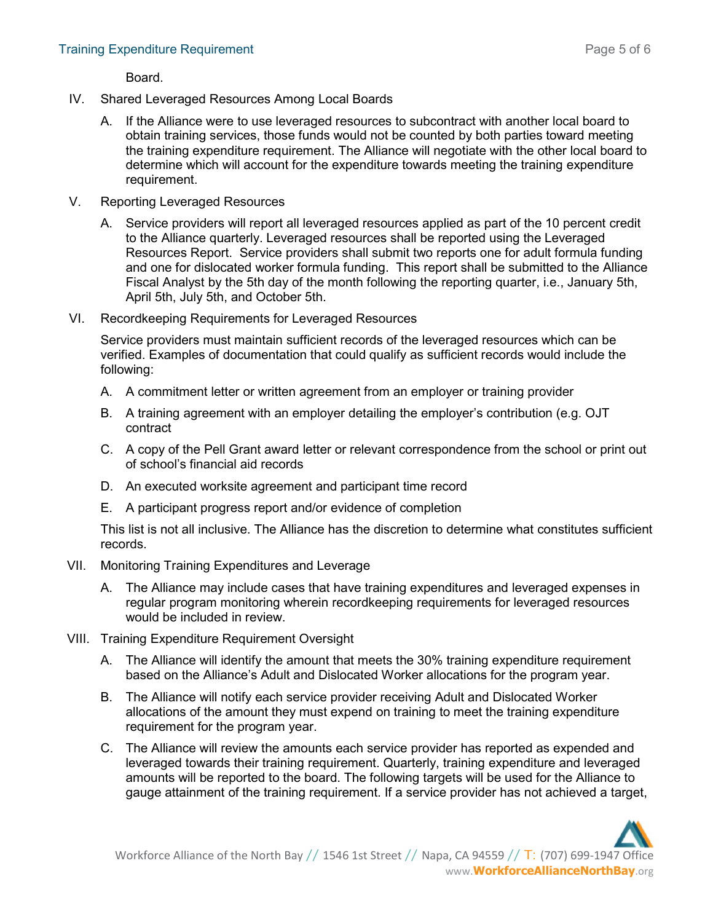Board.

IV. Shared Leveraged Resources Among Local Boards

   A. If the Alliance were to use leveraged resources to subcontract with another local board to obtain training services, those funds would not be counted by both parties toward meeting the training expenditure requirement. The Alliance will negotiate with the other local board to determine which will account for the expenditure towards meeting the training expenditure requirement.

V. Reporting Leveraged Resources

   A. Service providers will report all leveraged resources applied as part of the 10 percent credit to the Alliance quarterly. Leveraged resources shall be reported using the Leveraged Resources Report. Service providers shall submit two reports one for adult formula funding and one for dislocated worker formula funding. This report shall be submitted to the Alliance Fiscal Analyst by the 5th day of the month following the reporting quarter, i.e., January 5th, April 5th, July 5th, and October 5th.

VI. Recordkeeping Requirements for Leveraged Resources

   Service providers must maintain sufficient records of the leveraged resources which can be verified. Examples of documentation that could qualify as sufficient records would include the following:

   A. A commitment letter or written agreement from an employer or training provider

   B. A training agreement with an employer detailing the employer's contribution (e.g. OJT contract

   C. A copy of the Pell Grant award letter or relevant correspondence from the school or print out of school's financial aid records

   D. An executed worksite agreement and participant time record

   E. A participant progress report and/or evidence of completion

   This list is not all inclusive. The Alliance has the discretion to determine what constitutes sufficient records.

VII. Monitoring Training Expenditures and Leverage

   A. The Alliance may include cases that have training expenditures and leveraged expenses in regular program monitoring wherein recordkeeping requirements for leveraged resources would be included in review.

VIII. Training Expenditure Requirement Oversight

   A. The Alliance will identify the amount that meets the 30% training expenditure requirement based on the Alliance's Adult and Dislocated Worker allocations for the program year.

   B. The Alliance will notify each service provider receiving Adult and Dislocated Worker allocations of the amount they must expend on training to meet the training expenditure requirement for the program year.

   C. The Alliance will review the amounts each service provider has reported as expended and leveraged towards their training requirement. Quarterly, training expenditure and leveraged amounts will be reported to the board. The following targets will be used for the Alliance to gauge attainment of the training requirement. If a service provider has not achieved a target,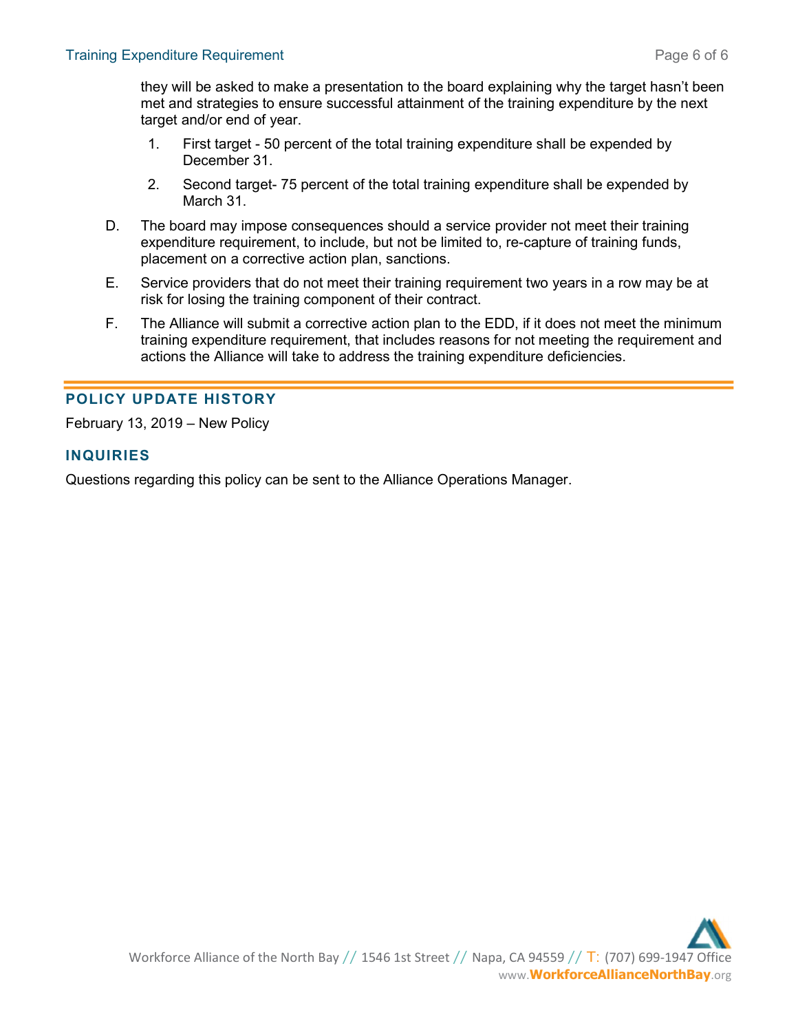they will be asked to make a presentation to the board explaining why the target hasn't been met and strategies to ensure successful attainment of the training expenditure by the next target and/or end of year.

1. First target - 50 percent of the total training expenditure shall be expended by December 31.
2. Second target- 75 percent of the total training expenditure shall be expended by March 31.

D. The board may impose consequences should a service provider not meet their training expenditure requirement, to include, but not be limited to, re-capture of training funds, placement on a corrective action plan, sanctions.

E. Service providers that do not meet their training requirement two years in a row may be at risk for losing the training component of their contract.

F. The Alliance will submit a corrective action plan to the EDD, if it does not meet the minimum training expenditure requirement, that includes reasons for not meeting the requirement and actions the Alliance will take to address the training expenditure deficiencies.

## POLICY UPDATE HISTORY

February 13, 2019 – New Policy

## INQUIRIES

Questions regarding this policy can be sent to the Alliance Operations Manager.